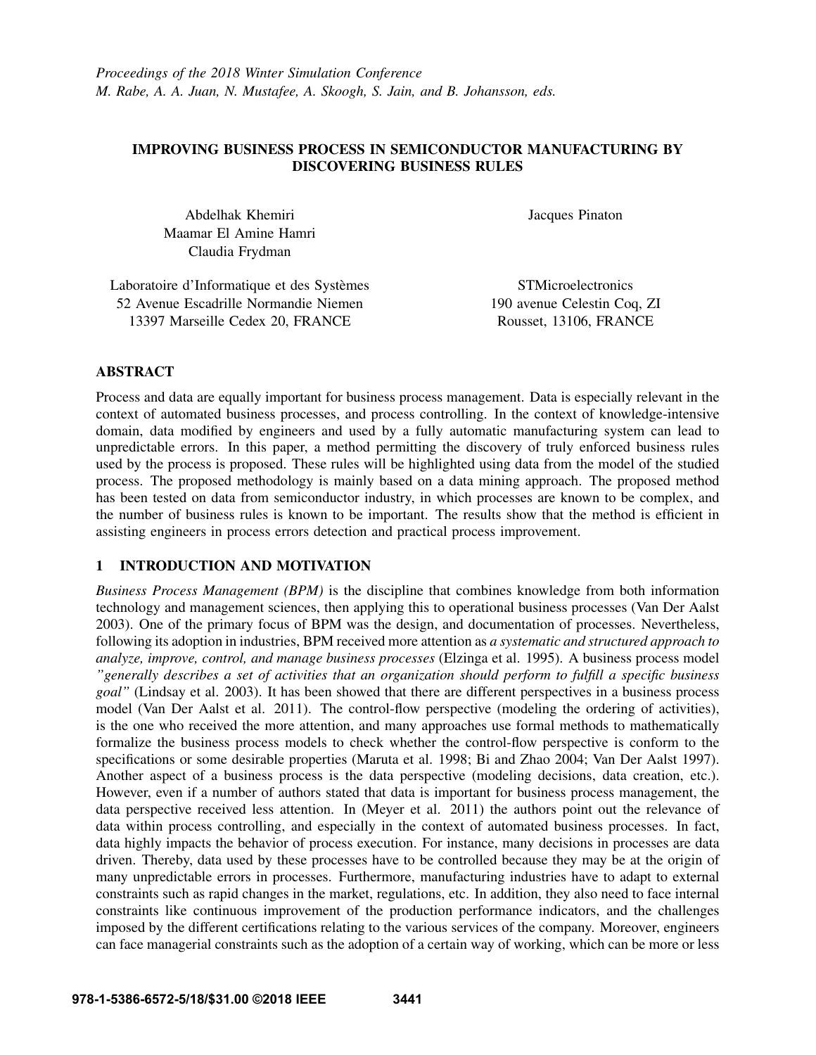*Proceedings of the 2018 Winter Simulation Conference*
*M. Rabe, A. A. Juan, N. Mustafee, A. Skoogh, S. Jain, and B. Johansson, eds.*

# IMPROVING BUSINESS PROCESS IN SEMICONDUCTOR MANUFACTURING BY DISCOVERING BUSINESS RULES

Abdelhak Khemiri
Maamar El Amine Hamri
Claudia Frydman

Laboratoire d'Informatique et des Systèmes
52 Avenue Escadrille Normandie Niemen
13397 Marseille Cedex 20, FRANCE

Jacques Pinaton

STMicroelectronics
190 avenue Celestin Coq, ZI
Rousset, 13106, FRANCE

## ABSTRACT

Process and data are equally important for business process management. Data is especially relevant in the context of automated business processes, and process controlling. In the context of knowledge-intensive domain, data modified by engineers and used by a fully automatic manufacturing system can lead to unpredictable errors. In this paper, a method permitting the discovery of truly enforced business rules used by the process is proposed. These rules will be highlighted using data from the model of the studied process. The proposed methodology is mainly based on a data mining approach. The proposed method has been tested on data from semiconductor industry, in which processes are known to be complex, and the number of business rules is known to be important. The results show that the method is efficient in assisting engineers in process errors detection and practical process improvement.

## 1 INTRODUCTION AND MOTIVATION

*Business Process Management (BPM)* is the discipline that combines knowledge from both information technology and management sciences, then applying this to operational business processes (Van Der Aalst 2003). One of the primary focus of BPM was the design, and documentation of processes. Nevertheless, following its adoption in industries, BPM received more attention as *a systematic and structured approach to analyze, improve, control, and manage business processes* (Elzinga et al. 1995). A business process model *"generally describes a set of activities that an organization should perform to fulfill a specific business goal"* (Lindsay et al. 2003). It has been showed that there are different perspectives in a business process model (Van Der Aalst et al. 2011). The control-flow perspective (modeling the ordering of activities), is the one who received the more attention, and many approaches use formal methods to mathematically formalize the business process models to check whether the control-flow perspective is conform to the specifications or some desirable properties (Maruta et al. 1998; Bi and Zhao 2004; Van Der Aalst 1997). Another aspect of a business process is the data perspective (modeling decisions, data creation, etc.). However, even if a number of authors stated that data is important for business process management, the data perspective received less attention. In (Meyer et al. 2011) the authors point out the relevance of data within process controlling, and especially in the context of automated business processes. In fact, data highly impacts the behavior of process execution. For instance, many decisions in processes are data driven. Thereby, data used by these processes have to be controlled because they may be at the origin of many unpredictable errors in processes. Furthermore, manufacturing industries have to adapt to external constraints such as rapid changes in the market, regulations, etc. In addition, they also need to face internal constraints like continuous improvement of the production performance indicators, and the challenges imposed by the different certifications relating to the various services of the company. Moreover, engineers can face managerial constraints such as the adoption of a certain way of working, which can be more or less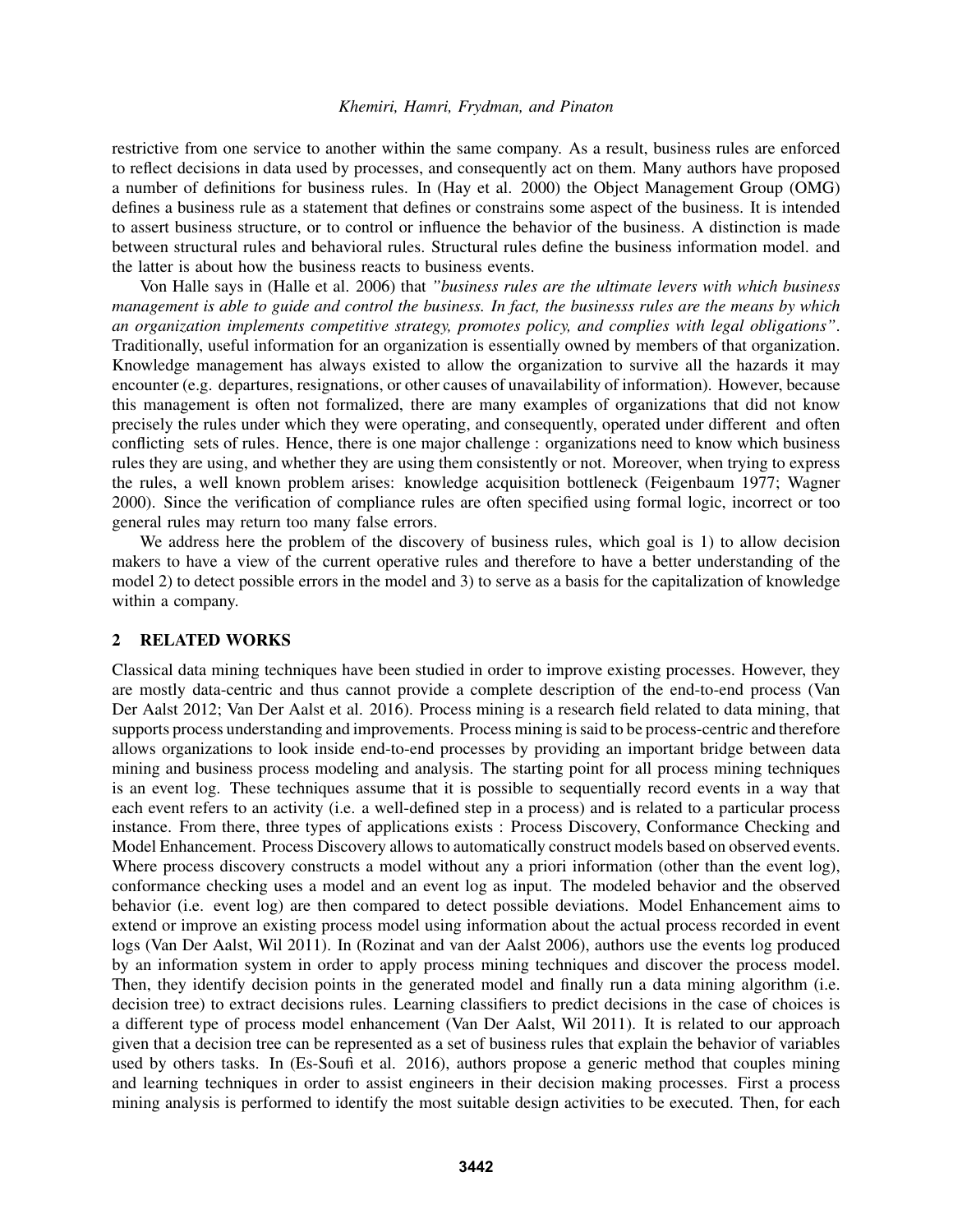restrictive from one service to another within the same company. As a result, business rules are enforced to reflect decisions in data used by processes, and consequently act on them. Many authors have proposed a number of definitions for business rules. In (Hay et al. 2000) the Object Management Group (OMG) defines a business rule as a statement that defines or constrains some aspect of the business. It is intended to assert business structure, or to control or influence the behavior of the business. A distinction is made between structural rules and behavioral rules. Structural rules define the business information model. and the latter is about how the business reacts to business events.

Von Halle says in (Halle et al. 2006) that *"business rules are the ultimate levers with which business management is able to guide and control the business. In fact, the businesss rules are the means by which an organization implements competitive strategy, promotes policy, and complies with legal obligations"*. Traditionally, useful information for an organization is essentially owned by members of that organization. Knowledge management has always existed to allow the organization to survive all the hazards it may encounter (e.g. departures, resignations, or other causes of unavailability of information). However, because this management is often not formalized, there are many examples of organizations that did not know precisely the rules under which they were operating, and consequently, operated under different and often conflicting sets of rules. Hence, there is one major challenge : organizations need to know which business rules they are using, and whether they are using them consistently or not. Moreover, when trying to express the rules, a well known problem arises: knowledge acquisition bottleneck (Feigenbaum 1977; Wagner 2000). Since the verification of compliance rules are often specified using formal logic, incorrect or too general rules may return too many false errors.

We address here the problem of the discovery of business rules, which goal is 1) to allow decision makers to have a view of the current operative rules and therefore to have a better understanding of the model 2) to detect possible errors in the model and 3) to serve as a basis for the capitalization of knowledge within a company.

## 2 RELATED WORKS

Classical data mining techniques have been studied in order to improve existing processes. However, they are mostly data-centric and thus cannot provide a complete description of the end-to-end process (Van Der Aalst 2012; Van Der Aalst et al. 2016). Process mining is a research field related to data mining, that supports process understanding and improvements. Process mining is said to be process-centric and therefore allows organizations to look inside end-to-end processes by providing an important bridge between data mining and business process modeling and analysis. The starting point for all process mining techniques is an event log. These techniques assume that it is possible to sequentially record events in a way that each event refers to an activity (i.e. a well-defined step in a process) and is related to a particular process instance. From there, three types of applications exists : Process Discovery, Conformance Checking and Model Enhancement. Process Discovery allows to automatically construct models based on observed events. Where process discovery constructs a model without any a priori information (other than the event log), conformance checking uses a model and an event log as input. The modeled behavior and the observed behavior (i.e. event log) are then compared to detect possible deviations. Model Enhancement aims to extend or improve an existing process model using information about the actual process recorded in event logs (Van Der Aalst, Wil 2011). In (Rozinat and van der Aalst 2006), authors use the events log produced by an information system in order to apply process mining techniques and discover the process model. Then, they identify decision points in the generated model and finally run a data mining algorithm (i.e. decision tree) to extract decisions rules. Learning classifiers to predict decisions in the case of choices is a different type of process model enhancement (Van Der Aalst, Wil 2011). It is related to our approach given that a decision tree can be represented as a set of business rules that explain the behavior of variables used by others tasks. In (Es-Soufi et al. 2016), authors propose a generic method that couples mining and learning techniques in order to assist engineers in their decision making processes. First a process mining analysis is performed to identify the most suitable design activities to be executed. Then, for each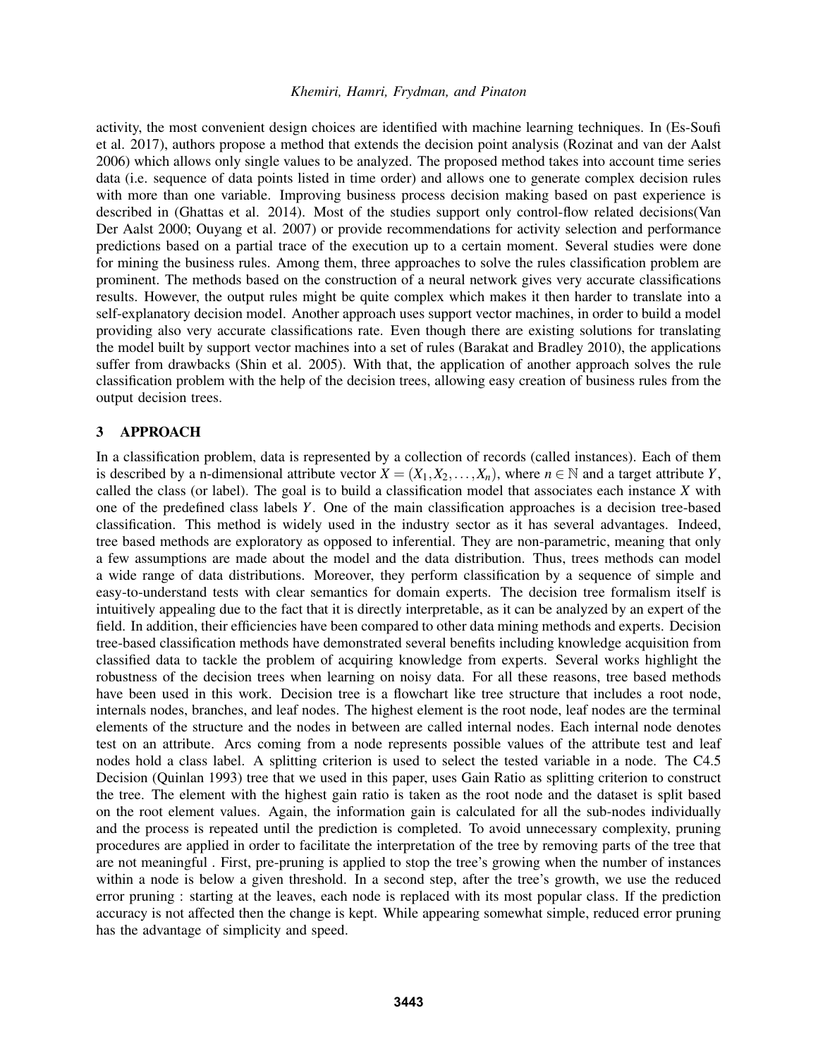activity, the most convenient design choices are identified with machine learning techniques. In (Es-Soufi et al. 2017), authors propose a method that extends the decision point analysis (Rozinat and van der Aalst 2006) which allows only single values to be analyzed. The proposed method takes into account time series data (i.e. sequence of data points listed in time order) and allows one to generate complex decision rules with more than one variable. Improving business process decision making based on past experience is described in (Ghattas et al. 2014). Most of the studies support only control-flow related decisions(Van Der Aalst 2000; Ouyang et al. 2007) or provide recommendations for activity selection and performance predictions based on a partial trace of the execution up to a certain moment. Several studies were done for mining the business rules. Among them, three approaches to solve the rules classification problem are prominent. The methods based on the construction of a neural network gives very accurate classifications results. However, the output rules might be quite complex which makes it then harder to translate into a self-explanatory decision model. Another approach uses support vector machines, in order to build a model providing also very accurate classifications rate. Even though there are existing solutions for translating the model built by support vector machines into a set of rules (Barakat and Bradley 2010), the applications suffer from drawbacks (Shin et al. 2005). With that, the application of another approach solves the rule classification problem with the help of the decision trees, allowing easy creation of business rules from the output decision trees.

## 3 APPROACH

In a classification problem, data is represented by a collection of records (called instances). Each of them is described by a n-dimensional attribute vector $X = (X_1, X_2, \dots, X_n)$, where $n \in \mathbb{N}$ and a target attribute $Y$, called the class (or label). The goal is to build a classification model that associates each instance $X$ with one of the predefined class labels $Y$. One of the main classification approaches is a decision tree-based classification. This method is widely used in the industry sector as it has several advantages. Indeed, tree based methods are exploratory as opposed to inferential. They are non-parametric, meaning that only a few assumptions are made about the model and the data distribution. Thus, trees methods can model a wide range of data distributions. Moreover, they perform classification by a sequence of simple and easy-to-understand tests with clear semantics for domain experts. The decision tree formalism itself is intuitively appealing due to the fact that it is directly interpretable, as it can be analyzed by an expert of the field. In addition, their efficiencies have been compared to other data mining methods and experts. Decision tree-based classification methods have demonstrated several benefits including knowledge acquisition from classified data to tackle the problem of acquiring knowledge from experts. Several works highlight the robustness of the decision trees when learning on noisy data. For all these reasons, tree based methods have been used in this work. Decision tree is a flowchart like tree structure that includes a root node, internals nodes, branches, and leaf nodes. The highest element is the root node, leaf nodes are the terminal elements of the structure and the nodes in between are called internal nodes. Each internal node denotes test on an attribute. Arcs coming from a node represents possible values of the attribute test and leaf nodes hold a class label. A splitting criterion is used to select the tested variable in a node. The C4.5 Decision (Quinlan 1993) tree that we used in this paper, uses Gain Ratio as splitting criterion to construct the tree. The element with the highest gain ratio is taken as the root node and the dataset is split based on the root element values. Again, the information gain is calculated for all the sub-nodes individually and the process is repeated until the prediction is completed. To avoid unnecessary complexity, pruning procedures are applied in order to facilitate the interpretation of the tree by removing parts of the tree that are not meaningful . First, pre-pruning is applied to stop the tree's growing when the number of instances within a node is below a given threshold. In a second step, after the tree's growth, we use the reduced error pruning : starting at the leaves, each node is replaced with its most popular class. If the prediction accuracy is not affected then the change is kept. While appearing somewhat simple, reduced error pruning has the advantage of simplicity and speed.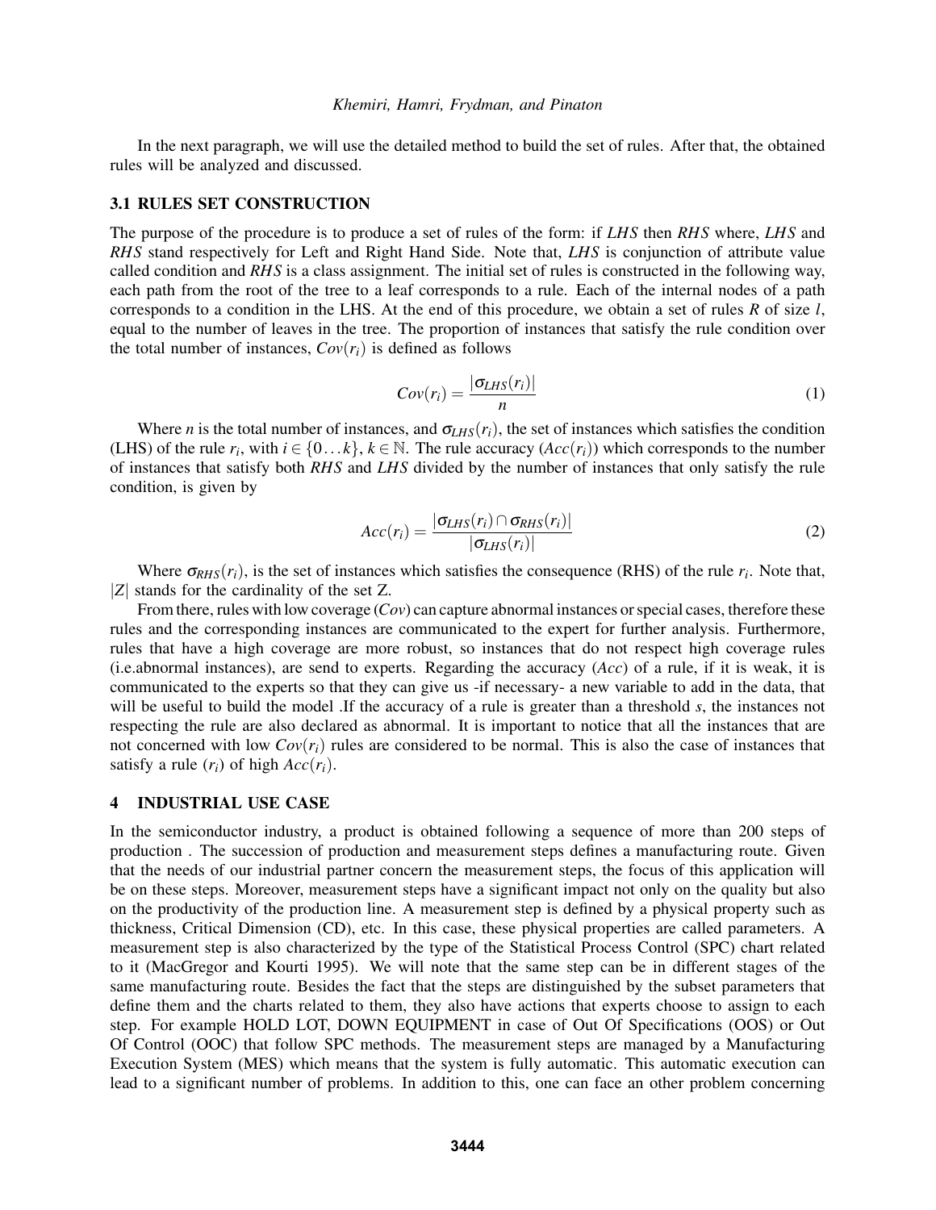In the next paragraph, we will use the detailed method to build the set of rules. After that, the obtained rules will be analyzed and discussed.

### 3.1 RULES SET CONSTRUCTION

The purpose of the procedure is to produce a set of rules of the form: if *LHS* then *RHS* where, *LHS* and *RHS* stand respectively for Left and Right Hand Side. Note that, *LHS* is conjunction of attribute value called condition and *RHS* is a class assignment. The initial set of rules is constructed in the following way, each path from the root of the tree to a leaf corresponds to a rule. Each of the internal nodes of a path corresponds to a condition in the LHS. At the end of this procedure, we obtain a set of rules *R* of size *l*, equal to the number of leaves in the tree. The proportion of instances that satisfy the rule condition over the total number of instances, $Cov(r_i)$ is defined as follows

$$Cov(r_i) = \frac{|\sigma_{LHS}(r_i)|}{n} \tag{1}$$

Where *n* is the total number of instances, and $\sigma_{LHS}(r_i)$, the set of instances which satisfies the condition (LHS) of the rule $r_i$, with $i \in \{0 \dots k\}$, $k \in \mathbb{N}$. The rule accuracy ($Acc(r_i)$) which corresponds to the number of instances that satisfy both *RHS* and *LHS* divided by the number of instances that only satisfy the rule condition, is given by

$$Acc(r_i) = \frac{|\sigma_{LHS}(r_i) \cap \sigma_{RHS}(r_i)|}{|\sigma_{LHS}(r_i)|} \tag{2}$$

Where $\sigma_{RHS}(r_i)$, is the set of instances which satisfies the consequence (RHS) of the rule $r_i$. Note that, $|Z|$ stands for the cardinality of the set Z.

From there, rules with low coverage (*Cov*) can capture abnormal instances or special cases, therefore these rules and the corresponding instances are communicated to the expert for further analysis. Furthermore, rules that have a high coverage are more robust, so instances that do not respect high coverage rules (i.e.abnormal instances), are send to experts. Regarding the accuracy (*Acc*) of a rule, if it is weak, it is communicated to the experts so that they can give us -if necessary- a new variable to add in the data, that will be useful to build the model .If the accuracy of a rule is greater than a threshold *s*, the instances not respecting the rule are also declared as abnormal. It is important to notice that all the instances that are not concerned with low $Cov(r_i)$ rules are considered to be normal. This is also the case of instances that satisfy a rule ($r_i$) of high $Acc(r_i)$.

## 4 INDUSTRIAL USE CASE

In the semiconductor industry, a product is obtained following a sequence of more than 200 steps of production . The succession of production and measurement steps defines a manufacturing route. Given that the needs of our industrial partner concern the measurement steps, the focus of this application will be on these steps. Moreover, measurement steps have a significant impact not only on the quality but also on the productivity of the production line. A measurement step is defined by a physical property such as thickness, Critical Dimension (CD), etc. In this case, these physical properties are called parameters. A measurement step is also characterized by the type of the Statistical Process Control (SPC) chart related to it (MacGregor and Kourti 1995). We will note that the same step can be in different stages of the same manufacturing route. Besides the fact that the steps are distinguished by the subset parameters that define them and the charts related to them, they also have actions that experts choose to assign to each step. For example HOLD LOT, DOWN EQUIPMENT in case of Out Of Specifications (OOS) or Out Of Control (OOC) that follow SPC methods. The measurement steps are managed by a Manufacturing Execution System (MES) which means that the system is fully automatic. This automatic execution can lead to a significant number of problems. In addition to this, one can face an other problem concerning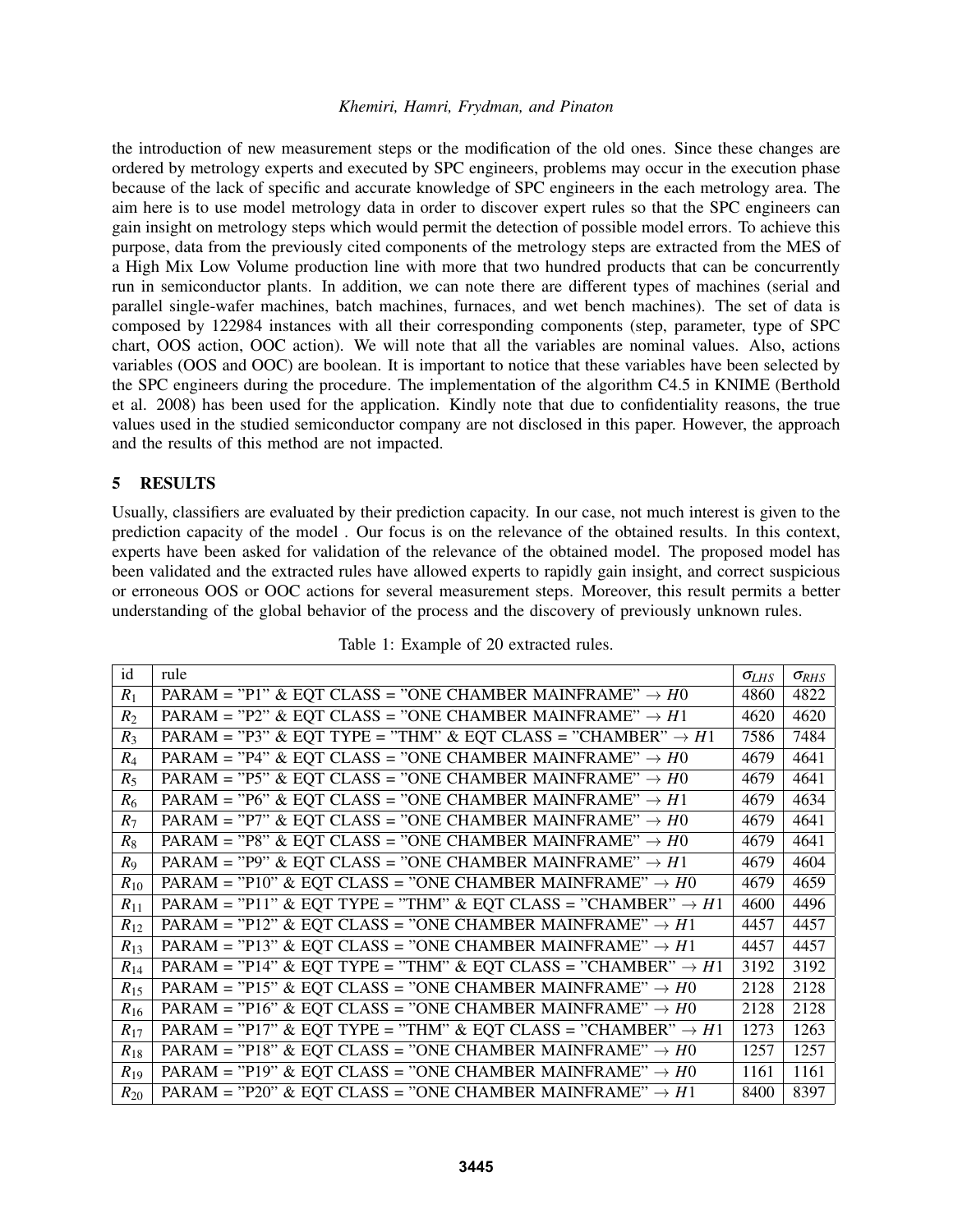the introduction of new measurement steps or the modification of the old ones. Since these changes are ordered by metrology experts and executed by SPC engineers, problems may occur in the execution phase because of the lack of specific and accurate knowledge of SPC engineers in the each metrology area. The aim here is to use model metrology data in order to discover expert rules so that the SPC engineers can gain insight on metrology steps which would permit the detection of possible model errors. To achieve this purpose, data from the previously cited components of the metrology steps are extracted from the MES of a High Mix Low Volume production line with more that two hundred products that can be concurrently run in semiconductor plants. In addition, we can note there are different types of machines (serial and parallel single-wafer machines, batch machines, furnaces, and wet bench machines). The set of data is composed by 122984 instances with all their corresponding components (step, parameter, type of SPC chart, OOS action, OOC action). We will note that all the variables are nominal values. Also, actions variables (OOS and OOC) are boolean. It is important to notice that these variables have been selected by the SPC engineers during the procedure. The implementation of the algorithm C4.5 in KNIME (Berthold et al. 2008) has been used for the application. Kindly note that due to confidentiality reasons, the true values used in the studied semiconductor company are not disclosed in this paper. However, the approach and the results of this method are not impacted.

## 5 RESULTS

Usually, classifiers are evaluated by their prediction capacity. In our case, not much interest is given to the prediction capacity of the model . Our focus is on the relevance of the obtained results. In this context, experts have been asked for validation of the relevance of the obtained model. The proposed model has been validated and the extracted rules have allowed experts to rapidly gain insight, and correct suspicious or erroneous OOS or OOC actions for several measurement steps. Moreover, this result permits a better understanding of the global behavior of the process and the discovery of previously unknown rules.

Table 1: Example of 20 extracted rules.

| id | rule | $\sigma_{LHS}$ | $\sigma_{RHS}$ |
|---|---|---|---|
| $R_1$ | PARAM = "P1" & EQT CLASS = "ONE CHAMBER MAINFRAME" $\rightarrow H0$ | 4860 | 4822 |
| $R_2$ | PARAM = "P2" & EQT CLASS = "ONE CHAMBER MAINFRAME" $\rightarrow H1$ | 4620 | 4620 |
| $R_3$ | PARAM = "P3" & EQT TYPE = "THM" & EQT CLASS = "CHAMBER" $\rightarrow H1$ | 7586 | 7484 |
| $R_4$ | PARAM = "P4" & EQT CLASS = "ONE CHAMBER MAINFRAME" $\rightarrow H0$ | 4679 | 4641 |
| $R_5$ | PARAM = "P5" & EQT CLASS = "ONE CHAMBER MAINFRAME" $\rightarrow H0$ | 4679 | 4641 |
| $R_6$ | PARAM = "P6" & EQT CLASS = "ONE CHAMBER MAINFRAME" $\rightarrow H1$ | 4679 | 4634 |
| $R_7$ | PARAM = "P7" & EQT CLASS = "ONE CHAMBER MAINFRAME" $\rightarrow H0$ | 4679 | 4641 |
| $R_8$ | PARAM = "P8" & EQT CLASS = "ONE CHAMBER MAINFRAME" $\rightarrow H0$ | 4679 | 4641 |
| $R_9$ | PARAM = "P9" & EQT CLASS = "ONE CHAMBER MAINFRAME" $\rightarrow H1$ | 4679 | 4604 |
| $R_{10}$ | PARAM = "P10" & EQT CLASS = "ONE CHAMBER MAINFRAME" $\rightarrow H0$ | 4679 | 4659 |
| $R_{11}$ | PARAM = "P11" & EQT TYPE = "THM" & EQT CLASS = "CHAMBER" $\rightarrow H1$ | 4600 | 4496 |
| $R_{12}$ | PARAM = "P12" & EQT CLASS = "ONE CHAMBER MAINFRAME" $\rightarrow H1$ | 4457 | 4457 |
| $R_{13}$ | PARAM = "P13" & EQT CLASS = "ONE CHAMBER MAINFRAME" $\rightarrow H1$ | 4457 | 4457 |
| $R_{14}$ | PARAM = "P14" & EQT TYPE = "THM" & EQT CLASS = "CHAMBER" $\rightarrow H1$ | 3192 | 3192 |
| $R_{15}$ | PARAM = "P15" & EQT CLASS = "ONE CHAMBER MAINFRAME" $\rightarrow H0$ | 2128 | 2128 |
| $R_{16}$ | PARAM = "P16" & EQT CLASS = "ONE CHAMBER MAINFRAME" $\rightarrow H0$ | 2128 | 2128 |
| $R_{17}$ | PARAM = "P17" & EQT TYPE = "THM" & EQT CLASS = "CHAMBER" $\rightarrow H1$ | 1273 | 1263 |
| $R_{18}$ | PARAM = "P18" & EQT CLASS = "ONE CHAMBER MAINFRAME" $\rightarrow H0$ | 1257 | 1257 |
| $R_{19}$ | PARAM = "P19" & EQT CLASS = "ONE CHAMBER MAINFRAME" $\rightarrow H0$ | 1161 | 1161 |
| $R_{20}$ | PARAM = "P20" & EQT CLASS = "ONE CHAMBER MAINFRAME" $\rightarrow H1$ | 8400 | 8397 |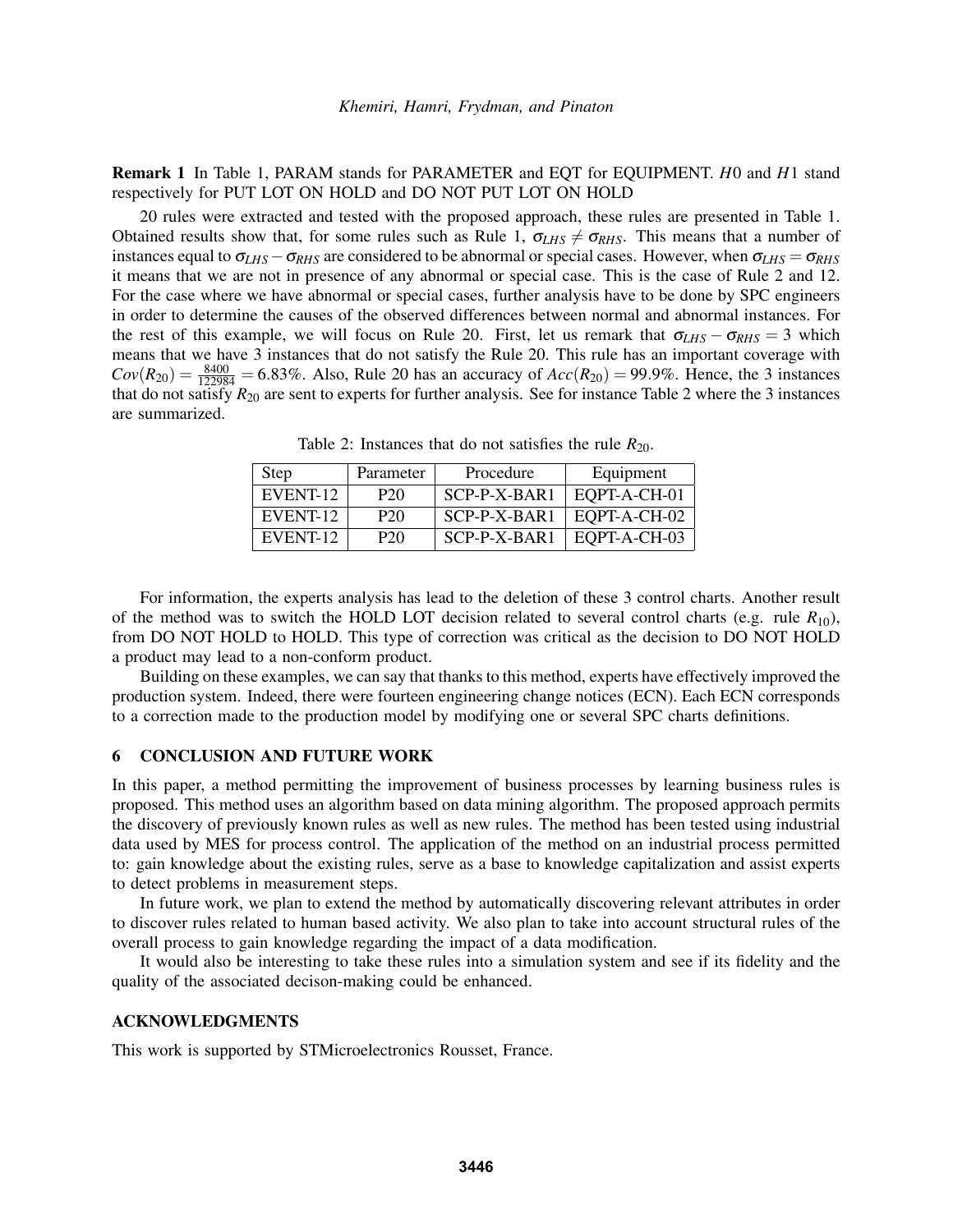**Remark 1** In Table 1, PARAM stands for PARAMETER and EQT for EQUIPMENT. $H0$ and $H1$ stand respectively for PUT LOT ON HOLD and DO NOT PUT LOT ON HOLD

20 rules were extracted and tested with the proposed approach, these rules are presented in Table 1. Obtained results show that, for some rules such as Rule 1, $\sigma_{LHS} \neq \sigma_{RHS}$. This means that a number of instances equal to $\sigma_{LHS} - \sigma_{RHS}$ are considered to be abnormal or special cases. However, when $\sigma_{LHS} = \sigma_{RHS}$ it means that we are not in presence of any abnormal or special case. This is the case of Rule 2 and 12. For the case where we have abnormal or special cases, further analysis have to be done by SPC engineers in order to determine the causes of the observed differences between normal and abnormal instances. For the rest of this example, we will focus on Rule 20. First, let us remark that $\sigma_{LHS} - \sigma_{RHS} = 3$ which means that we have 3 instances that do not satisfy the Rule 20. This rule has an important coverage with $Cov(R_{20}) = \frac{8400}{122984} = 6.83\%$. Also, Rule 20 has an accuracy of $Acc(R_{20}) = 99.9\%$. Hence, the 3 instances that do not satisfy $R_{20}$ are sent to experts for further analysis. See for instance Table 2 where the 3 instances are summarized.

Table 2: Instances that do not satisfies the rule $R_{20}$.

| Step | Parameter | Procedure | Equipment |
|---|---|---|---|
| EVENT-12 | P20 | SCP-P-X-BAR1 | EQPT-A-CH-01 |
| EVENT-12 | P20 | SCP-P-X-BAR1 | EQPT-A-CH-02 |
| EVENT-12 | P20 | SCP-P-X-BAR1 | EQPT-A-CH-03 |

For information, the experts analysis has lead to the deletion of these 3 control charts. Another result of the method was to switch the HOLD LOT decision related to several control charts (e.g. rule $R_{10}$), from DO NOT HOLD to HOLD. This type of correction was critical as the decision to DO NOT HOLD a product may lead to a non-conform product.

Building on these examples, we can say that thanks to this method, experts have effectively improved the production system. Indeed, there were fourteen engineering change notices (ECN). Each ECN corresponds to a correction made to the production model by modifying one or several SPC charts definitions.

## 6 CONCLUSION AND FUTURE WORK

In this paper, a method permitting the improvement of business processes by learning business rules is proposed. This method uses an algorithm based on data mining algorithm. The proposed approach permits the discovery of previously known rules as well as new rules. The method has been tested using industrial data used by MES for process control. The application of the method on an industrial process permitted to: gain knowledge about the existing rules, serve as a base to knowledge capitalization and assist experts to detect problems in measurement steps.

In future work, we plan to extend the method by automatically discovering relevant attributes in order to discover rules related to human based activity. We also plan to take into account structural rules of the overall process to gain knowledge regarding the impact of a data modification.

It would also be interesting to take these rules into a simulation system and see if its fidelity and the quality of the associated decison-making could be enhanced.

## ACKNOWLEDGMENTS

This work is supported by STMicroelectronics Rousset, France.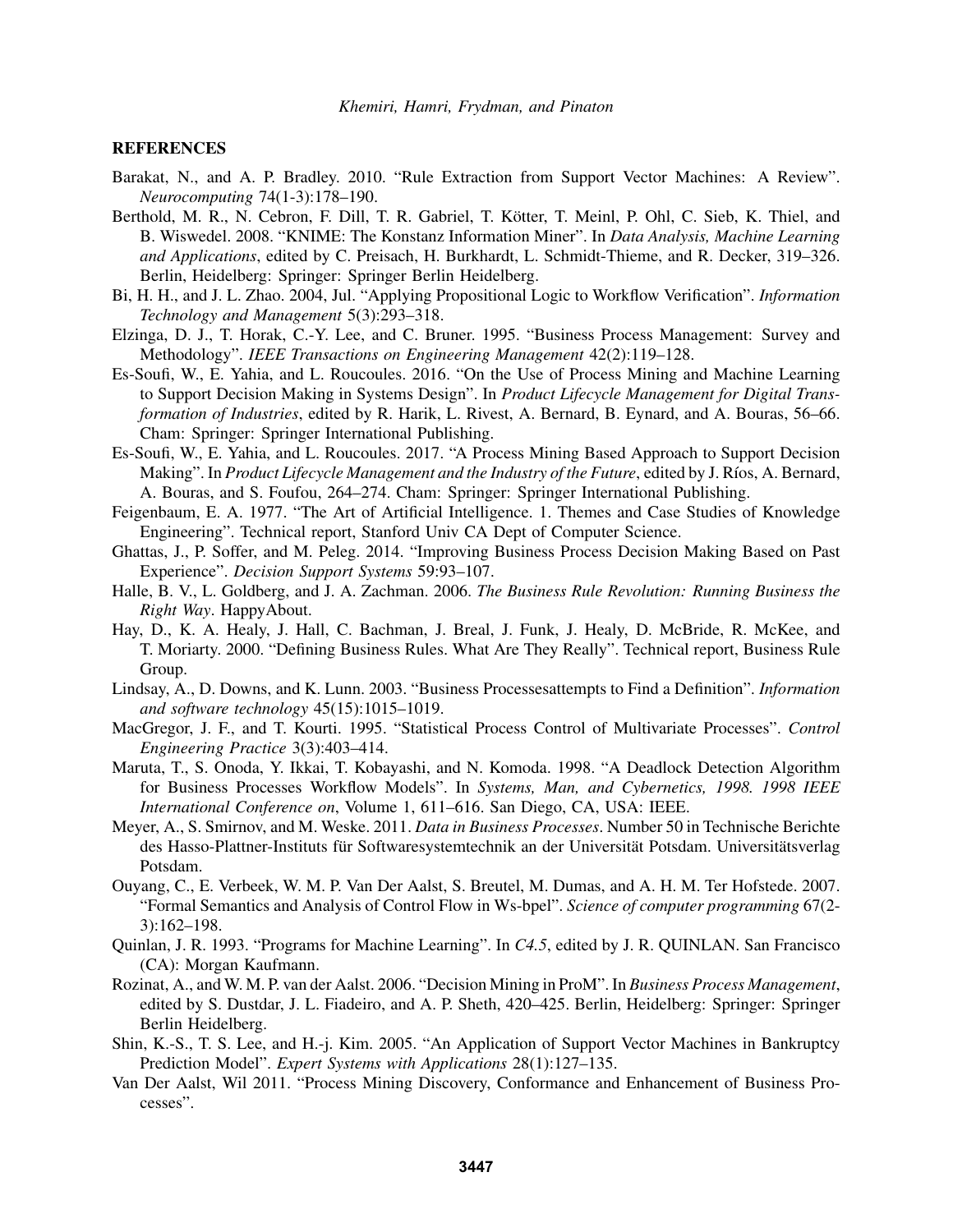## REFERENCES

Barakat, N., and A. P. Bradley. 2010. "Rule Extraction from Support Vector Machines: A Review". *Neurocomputing* 74(1-3):178–190.

Berthold, M. R., N. Cebron, F. Dill, T. R. Gabriel, T. Kötter, T. Meinl, P. Ohl, C. Sieb, K. Thiel, and B. Wiswedel. 2008. "KNIME: The Konstanz Information Miner". In *Data Analysis, Machine Learning and Applications*, edited by C. Preisach, H. Burkhardt, L. Schmidt-Thieme, and R. Decker, 319–326. Berlin, Heidelberg: Springer: Springer Berlin Heidelberg.

Bi, H. H., and J. L. Zhao. 2004, Jul. "Applying Propositional Logic to Workflow Verification". *Information Technology and Management* 5(3):293–318.

Elzinga, D. J., T. Horak, C.-Y. Lee, and C. Bruner. 1995. "Business Process Management: Survey and Methodology". *IEEE Transactions on Engineering Management* 42(2):119–128.

Es-Soufi, W., E. Yahia, and L. Roucoules. 2016. "On the Use of Process Mining and Machine Learning to Support Decision Making in Systems Design". In *Product Lifecycle Management for Digital Transformation of Industries*, edited by R. Harik, L. Rivest, A. Bernard, B. Eynard, and A. Bouras, 56–66. Cham: Springer: Springer International Publishing.

Es-Soufi, W., E. Yahia, and L. Roucoules. 2017. "A Process Mining Based Approach to Support Decision Making". In *Product Lifecycle Management and the Industry of the Future*, edited by J. Ríos, A. Bernard, A. Bouras, and S. Foufou, 264–274. Cham: Springer: Springer International Publishing.

Feigenbaum, E. A. 1977. "The Art of Artificial Intelligence. 1. Themes and Case Studies of Knowledge Engineering". Technical report, Stanford Univ CA Dept of Computer Science.

Ghattas, J., P. Soffer, and M. Peleg. 2014. "Improving Business Process Decision Making Based on Past Experience". *Decision Support Systems* 59:93–107.

Halle, B. V., L. Goldberg, and J. A. Zachman. 2006. *The Business Rule Revolution: Running Business the Right Way*. HappyAbout.

Hay, D., K. A. Healy, J. Hall, C. Bachman, J. Breal, J. Funk, J. Healy, D. McBride, R. McKee, and T. Moriarty. 2000. "Defining Business Rules. What Are They Really". Technical report, Business Rule Group.

Lindsay, A., D. Downs, and K. Lunn. 2003. "Business Processesattempts to Find a Definition". *Information and software technology* 45(15):1015–1019.

MacGregor, J. F., and T. Kourti. 1995. "Statistical Process Control of Multivariate Processes". *Control Engineering Practice* 3(3):403–414.

Maruta, T., S. Onoda, Y. Ikkai, T. Kobayashi, and N. Komoda. 1998. "A Deadlock Detection Algorithm for Business Processes Workflow Models". In *Systems, Man, and Cybernetics, 1998. 1998 IEEE International Conference on*, Volume 1, 611–616. San Diego, CA, USA: IEEE.

Meyer, A., S. Smirnov, and M. Weske. 2011. *Data in Business Processes*. Number 50 in Technische Berichte des Hasso-Plattner-Instituts für Softwaresystemtechnik an der Universität Potsdam. Universitätsverlag Potsdam.

Ouyang, C., E. Verbeek, W. M. P. Van Der Aalst, S. Breutel, M. Dumas, and A. H. M. Ter Hofstede. 2007. "Formal Semantics and Analysis of Control Flow in Ws-bpel". *Science of computer programming* 67(2-3):162–198.

Quinlan, J. R. 1993. "Programs for Machine Learning". In *C4.5*, edited by J. R. QUINLAN. San Francisco (CA): Morgan Kaufmann.

Rozinat, A., and W. M. P. van der Aalst. 2006. "Decision Mining in ProM". In *Business Process Management*, edited by S. Dustdar, J. L. Fiadeiro, and A. P. Sheth, 420–425. Berlin, Heidelberg: Springer: Springer Berlin Heidelberg.

Shin, K.-S., T. S. Lee, and H.-j. Kim. 2005. "An Application of Support Vector Machines in Bankruptcy Prediction Model". *Expert Systems with Applications* 28(1):127–135.

Van Der Aalst, Wil 2011. "Process Mining Discovery, Conformance and Enhancement of Business Processes".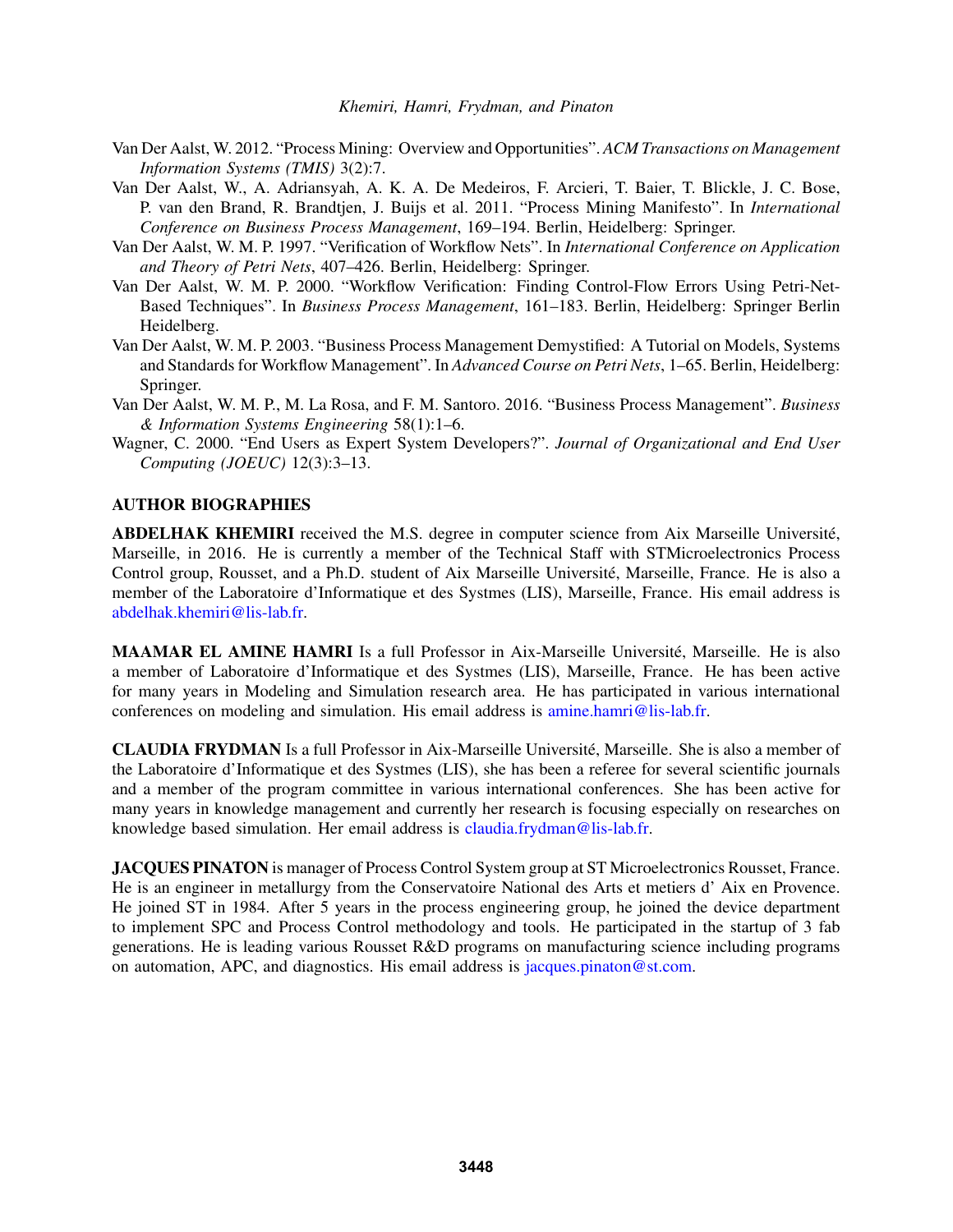Van Der Aalst, W. 2012. “Process Mining: Overview and Opportunities”. *ACM Transactions on Management Information Systems (TMIS)* 3(2):7.

Van Der Aalst, W., A. Adriansyah, A. K. A. De Medeiros, F. Arcieri, T. Baier, T. Blickle, J. C. Bose, P. van den Brand, R. Brandtjen, J. Buijs et al. 2011. “Process Mining Manifesto”. In *International Conference on Business Process Management*, 169–194. Berlin, Heidelberg: Springer.

Van Der Aalst, W. M. P. 1997. “Verification of Workflow Nets”. In *International Conference on Application and Theory of Petri Nets*, 407–426. Berlin, Heidelberg: Springer.

Van Der Aalst, W. M. P. 2000. “Workflow Verification: Finding Control-Flow Errors Using Petri-Net-Based Techniques”. In *Business Process Management*, 161–183. Berlin, Heidelberg: Springer Berlin Heidelberg.

Van Der Aalst, W. M. P. 2003. “Business Process Management Demystified: A Tutorial on Models, Systems and Standards for Workflow Management”. In *Advanced Course on Petri Nets*, 1–65. Berlin, Heidelberg: Springer.

Van Der Aalst, W. M. P., M. La Rosa, and F. M. Santoro. 2016. “Business Process Management”. *Business & Information Systems Engineering* 58(1):1–6.

Wagner, C. 2000. “End Users as Expert System Developers?”. *Journal of Organizational and End User Computing (JOEUC)* 12(3):3–13.

## AUTHOR BIOGRAPHIES

**ABDELHAK KHEMIRI** received the M.S. degree in computer science from Aix Marseille Université, Marseille, in 2016. He is currently a member of the Technical Staff with STMicroelectronics Process Control group, Rousset, and a Ph.D. student of Aix Marseille Université, Marseille, France. He is also a member of the Laboratoire d'Informatique et des Systmes (LIS), Marseille, France. His email address is abdelhak.khemiri@lis-lab.fr.

**MAAMAR EL AMINE HAMRI** Is a full Professor in Aix-Marseille Université, Marseille. He is also a member of Laboratoire d'Informatique et des Systmes (LIS), Marseille, France. He has been active for many years in Modeling and Simulation research area. He has participated in various international conferences on modeling and simulation. His email address is amine.hamri@lis-lab.fr.

**CLAUDIA FRYDMAN** Is a full Professor in Aix-Marseille Université, Marseille. She is also a member of the Laboratoire d'Informatique et des Systmes (LIS), she has been a referee for several scientific journals and a member of the program committee in various international conferences. She has been active for many years in knowledge management and currently her research is focusing especially on researches on knowledge based simulation. Her email address is claudia.frydman@lis-lab.fr.

**JACQUES PINATON** is manager of Process Control System group at ST Microelectronics Rousset, France. He is an engineer in metallurgy from the Conservatoire National des Arts et metiers d' Aix en Provence. He joined ST in 1984. After 5 years in the process engineering group, he joined the device department to implement SPC and Process Control methodology and tools. He participated in the startup of 3 fab generations. He is leading various Rousset R&D programs on manufacturing science including programs on automation, APC, and diagnostics. His email address is jacques.pinaton@st.com.